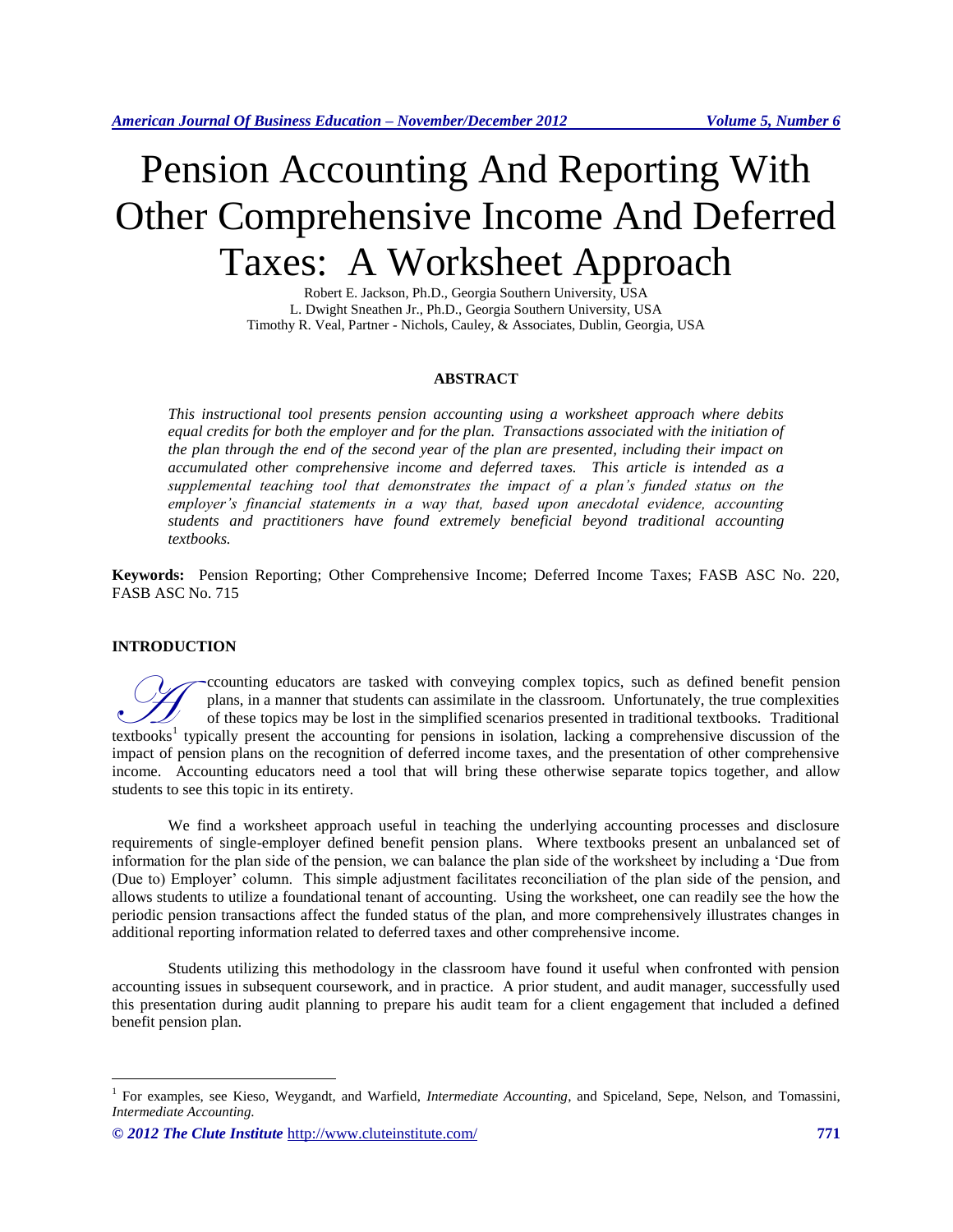# Pension Accounting And Reporting With Other Comprehensive Income And Deferred Taxes: A Worksheet Approach

Robert E. Jackson, Ph.D., Georgia Southern University, USA
L. Dwight Sneathen Jr., Ph.D., Georgia Southern University, USA
Timothy R. Veal, Partner - Nichols, Cauley, & Associates, Dublin, Georgia, USA

## ABSTRACT

*This instructional tool presents pension accounting using a worksheet approach where debits equal credits for both the employer and for the plan. Transactions associated with the initiation of the plan through the end of the second year of the plan are presented, including their impact on accumulated other comprehensive income and deferred taxes. This article is intended as a supplemental teaching tool that demonstrates the impact of a plan's funded status on the employer's financial statements in a way that, based upon anecdotal evidence, accounting students and practitioners have found extremely beneficial beyond traditional accounting textbooks.*

**Keywords:** Pension Reporting; Other Comprehensive Income; Deferred Income Taxes; FASB ASC No. 220, FASB ASC No. 715

## INTRODUCTION

Accounting educators are tasked with conveying complex topics, such as defined benefit pension plans, in a manner that students can assimilate in the classroom. Unfortunately, the true complexities of these topics may be lost in the simplified scenarios presented in traditional textbooks. Traditional textbooks[1] typically present the accounting for pensions in isolation, lacking a comprehensive discussion of the impact of pension plans on the recognition of deferred income taxes, and the presentation of other comprehensive income. Accounting educators need a tool that will bring these otherwise separate topics together, and allow students to see this topic in its entirety.

We find a worksheet approach useful in teaching the underlying accounting processes and disclosure requirements of single-employer defined benefit pension plans. Where textbooks present an unbalanced set of information for the plan side of the pension, we can balance the plan side of the worksheet by including a 'Due from (Due to) Employer' column. This simple adjustment facilitates reconciliation of the plan side of the pension, and allows students to utilize a foundational tenant of accounting. Using the worksheet, one can readily see the how the periodic pension transactions affect the funded status of the plan, and more comprehensively illustrates changes in additional reporting information related to deferred taxes and other comprehensive income.

Students utilizing this methodology in the classroom have found it useful when confronted with pension accounting issues in subsequent coursework, and in practice. A prior student, and audit manager, successfully used this presentation during audit planning to prepare his audit team for a client engagement that included a defined benefit pension plan.

---

[1] For examples, see Kieso, Weygandt, and Warfield, *Intermediate Accounting*, and Spiceland, Sepe, Nelson, and Tomassini, *Intermediate Accounting*.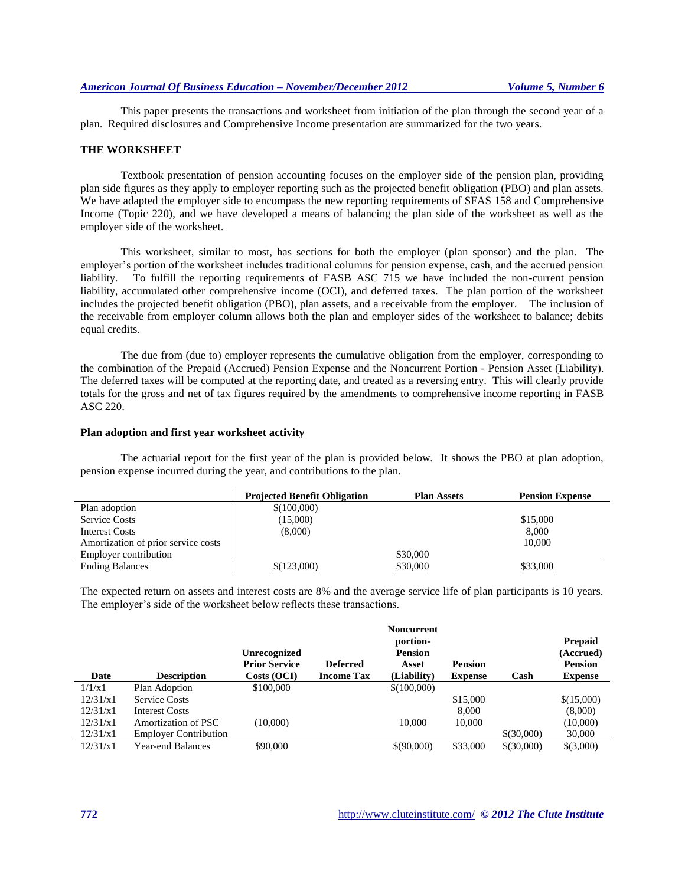This paper presents the transactions and worksheet from initiation of the plan through the second year of a plan. Required disclosures and Comprehensive Income presentation are summarized for the two years.

### THE WORKSHEET

Textbook presentation of pension accounting focuses on the employer side of the pension plan, providing plan side figures as they apply to employer reporting such as the projected benefit obligation (PBO) and plan assets. We have adapted the employer side to encompass the new reporting requirements of SFAS 158 and Comprehensive Income (Topic 220), and we have developed a means of balancing the plan side of the worksheet as well as the employer side of the worksheet.

This worksheet, similar to most, has sections for both the employer (plan sponsor) and the plan. The employer's portion of the worksheet includes traditional columns for pension expense, cash, and the accrued pension liability. To fulfill the reporting requirements of FASB ASC 715 we have included the non-current pension liability, accumulated other comprehensive income (OCI), and deferred taxes. The plan portion of the worksheet includes the projected benefit obligation (PBO), plan assets, and a receivable from the employer. The inclusion of the receivable from employer column allows both the plan and employer sides of the worksheet to balance; debits equal credits.

The due from (due to) employer represents the cumulative obligation from the employer, corresponding to the combination of the Prepaid (Accrued) Pension Expense and the Noncurrent Portion - Pension Asset (Liability). The deferred taxes will be computed at the reporting date, and treated as a reversing entry. This will clearly provide totals for the gross and net of tax figures required by the amendments to comprehensive income reporting in FASB ASC 220.

#### Plan adoption and first year worksheet activity

The actuarial report for the first year of the plan is provided below. It shows the PBO at plan adoption, pension expense incurred during the year, and contributions to the plan.

| | Projected Benefit Obligation | Plan Assets | Pension Expense |
|---|---|---|---|
| Plan adoption | $(100,000) | | |
| Service Costs | (15,000) | | $15,000 |
| Interest Costs | (8,000) | | 8,000 |
| Amortization of prior service costs | | | 10,000 |
| Employer contribution | | $30,000 | |
| Ending Balances | $(123,000) | $30,000 | $33,000 |

The expected return on assets and interest costs are 8% and the average service life of plan participants is 10 years. The employer's side of the worksheet below reflects these transactions.

| Date | Description | Unrecognized Prior Service Costs (OCI) | Deferred Income Tax | Noncurrent portion- Pension Asset (Liability) | Pension Expense | Cash | Prepaid (Accrued) Pension Expense |
|---|---|---|---|---|---|---|---|
| 1/1/x1 | Plan Adoption | $100,000 | | $(100,000) | | | |
| 12/31/x1 | Service Costs | | | | $15,000 | | $(15,000) |
| 12/31/x1 | Interest Costs | | | | 8,000 | | (8,000) |
| 12/31/x1 | Amortization of PSC | (10,000) | | 10,000 | 10,000 | | (10,000) |
| 12/31/x1 | Employer Contribution | | | | | $(30,000) | 30,000 |
| 12/31/x1 | Year-end Balances | $90,000 | | $(90,000) | $33,000 | $(30,000) | $(3,000) |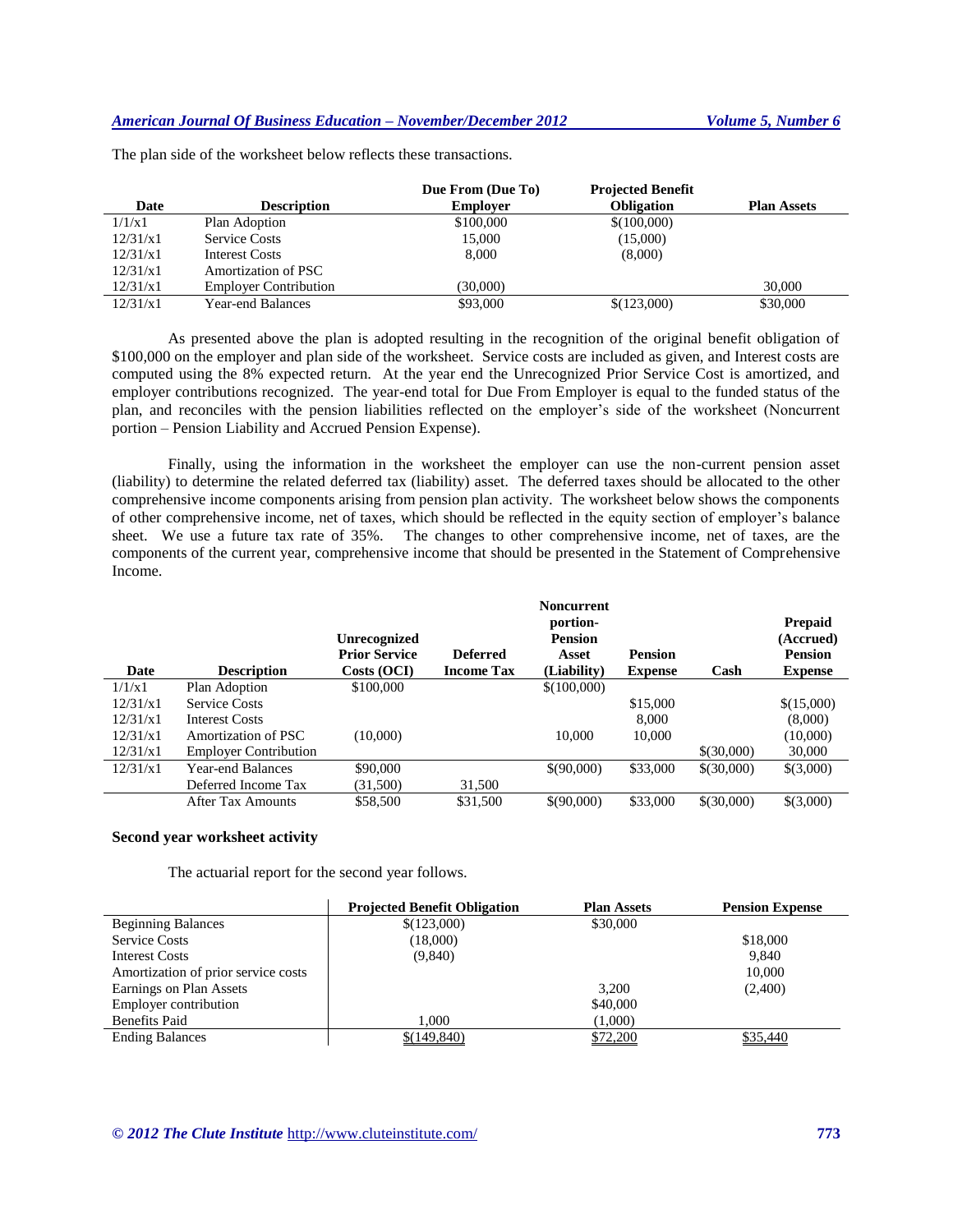The plan side of the worksheet below reflects these transactions.

| Date | Description | Due From (Due To) Employer | Projected Benefit Obligation | Plan Assets |
|---|---|---|---|---|
| 1/1/x1 | Plan Adoption | $100,000 | $(100,000) | |
| 12/31/x1 | Service Costs | 15,000 | (15,000) | |
| 12/31/x1 | Interest Costs | 8,000 | (8,000) | |
| 12/31/x1 | Amortization of PSC | | | |
| 12/31/x1 | Employer Contribution | (30,000) | | 30,000 |
| 12/31/x1 | Year-end Balances | $93,000 | $(123,000) | $30,000 |

As presented above the plan is adopted resulting in the recognition of the original benefit obligation of $100,000 on the employer and plan side of the worksheet. Service costs are included as given, and Interest costs are computed using the 8% expected return. At the year end the Unrecognized Prior Service Cost is amortized, and employer contributions recognized. The year-end total for Due From Employer is equal to the funded status of the plan, and reconciles with the pension liabilities reflected on the employer's side of the worksheet (Noncurrent portion – Pension Liability and Accrued Pension Expense).

Finally, using the information in the worksheet the employer can use the non-current pension asset (liability) to determine the related deferred tax (liability) asset. The deferred taxes should be allocated to the other comprehensive income components arising from pension plan activity. The worksheet below shows the components of other comprehensive income, net of taxes, which should be reflected in the equity section of employer's balance sheet. We use a future tax rate of 35%. The changes to other comprehensive income, net of taxes, are the components of the current year, comprehensive income that should be presented in the Statement of Comprehensive Income.

| Date | Description | Unrecognized Prior Service Costs (OCI) | Deferred Income Tax | Noncurrent portion-Pension Asset (Liability) | Pension Expense | Cash | Prepaid (Accrued) Pension Expense |
|---|---|---|---|---|---|---|---|
| 1/1/x1 | Plan Adoption | $100,000 | | $(100,000) | | | |
| 12/31/x1 | Service Costs | | | | $15,000 | | $(15,000) |
| 12/31/x1 | Interest Costs | | | | 8,000 | | (8,000) |
| 12/31/x1 | Amortization of PSC | (10,000) | | 10,000 | 10,000 | | (10,000) |
| 12/31/x1 | Employer Contribution | | | | | $(30,000) | 30,000 |
| 12/31/x1 | Year-end Balances | $90,000 | | $(90,000) | $33,000 | $(30,000) | $(3,000) |
| | Deferred Income Tax | (31,500) | 31,500 | | | | |
| | After Tax Amounts | $58,500 | $31,500 | $(90,000) | $33,000 | $(30,000) | $(3,000) |

**Second year worksheet activity**

The actuarial report for the second year follows.

| | Projected Benefit Obligation | Plan Assets | Pension Expense |
|---|---|---|---|
| Beginning Balances | $(123,000) | $30,000 | |
| Service Costs | (18,000) | | $18,000 |
| Interest Costs | (9,840) | | 9,840 |
| Amortization of prior service costs | | | 10,000 |
| Earnings on Plan Assets | | 3,200 | (2,400) |
| Employer contribution | | $40,000 | |
| Benefits Paid | 1,000 | (1,000) | |
| Ending Balances | $(149,840) | $72,200 | $35,440 |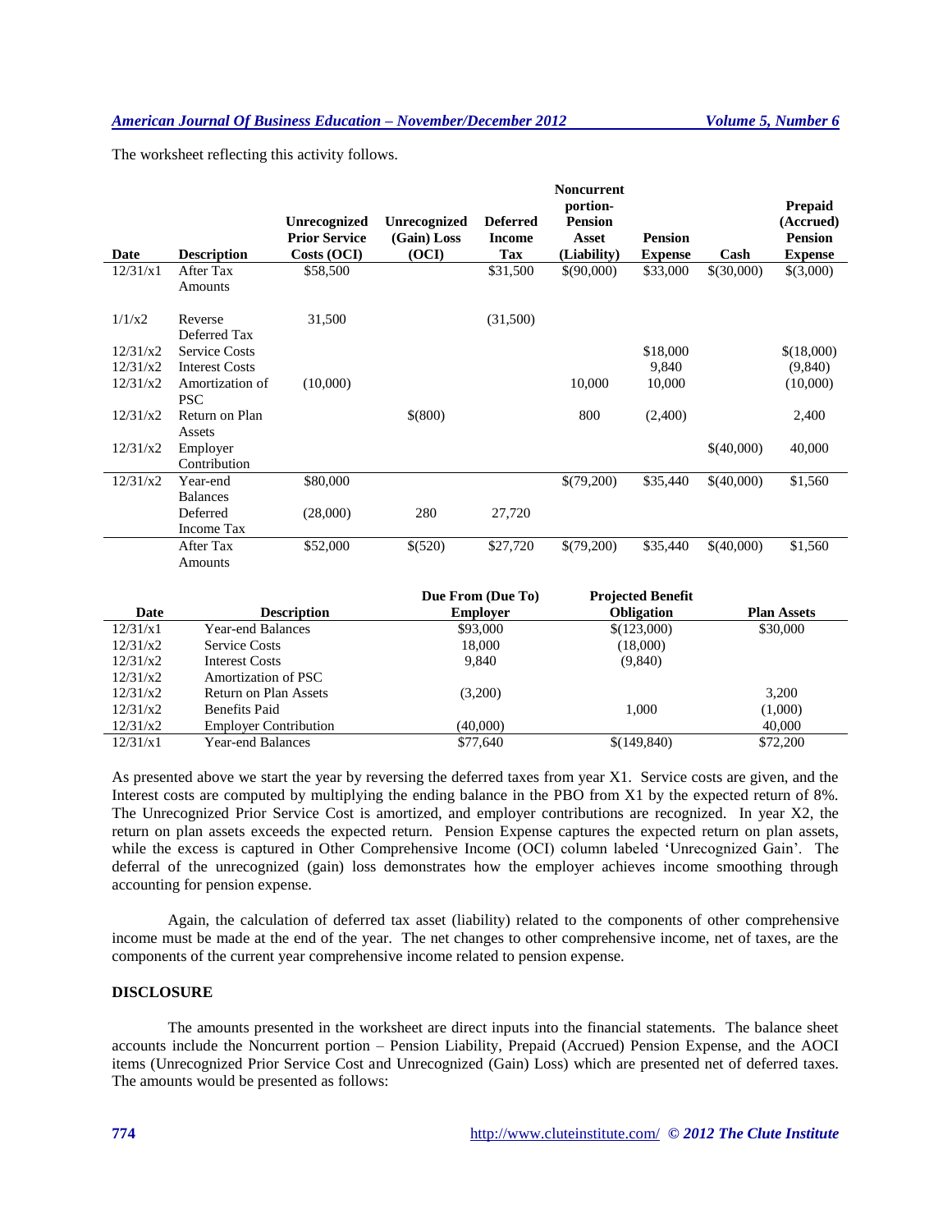The worksheet reflecting this activity follows.

| Date | Description | Unrecognized Prior Service Costs (OCI) | Unrecognized (Gain) Loss (OCI) | Deferred Income Tax | Noncurrent portion- Pension Asset (Liability) | Pension Expense | Cash | Prepaid (Accrued) Pension Expense |
|---|---|---|---|---|---|---|---|---|
| 12/31/x1 | After Tax Amounts | \$58,500 | | \$31,500 | \$(90,000) | \$33,000 | \$(30,000) | \$(3,000) |
| 1/1/x2 | Reverse Deferred Tax | 31,500 | | (31,500) | | | | |
| 12/31/x2 | Service Costs | | | | | \$18,000 | | \$(18,000) |
| 12/31/x2 | Interest Costs | | | | | 9,840 | | (9,840) |
| 12/31/x2 | Amortization of PSC | (10,000) | | | 10,000 | 10,000 | | (10,000) |
| 12/31/x2 | Return on Plan Assets | | \$(800) | | 800 | (2,400) | | 2,400 |
| 12/31/x2 | Employer Contribution | | | | | | \$(40,000) | 40,000 |
| 12/31/x2 | Year-end Balances | \$80,000 | | | \$(79,200) | \$35,440 | \$(40,000) | \$1,560 |
| | Deferred Income Tax | (28,000) | 280 | 27,720 | | | | |
| | After Tax Amounts | \$52,000 | \$(520) | \$27,720 | \$(79,200) | \$35,440 | \$(40,000) | \$1,560 |

| Date | Description | Due From (Due To) Employer | Projected Benefit Obligation | Plan Assets |
|---|---|---|---|---|
| 12/31/x1 | Year-end Balances | \$93,000 | \$(123,000) | \$30,000 |
| 12/31/x2 | Service Costs | 18,000 | (18,000) | |
| 12/31/x2 | Interest Costs | 9,840 | (9,840) | |
| 12/31/x2 | Amortization of PSC | | | |
| 12/31/x2 | Return on Plan Assets | (3,200) | | 3,200 |
| 12/31/x2 | Benefits Paid | | 1,000 | (1,000) |
| 12/31/x2 | Employer Contribution | (40,000) | | 40,000 |
| 12/31/x1 | Year-end Balances | \$77,640 | \$(149,840) | \$72,200 |

As presented above we start the year by reversing the deferred taxes from year X1. Service costs are given, and the Interest costs are computed by multiplying the ending balance in the PBO from X1 by the expected return of 8%. The Unrecognized Prior Service Cost is amortized, and employer contributions are recognized. In year X2, the return on plan assets exceeds the expected return. Pension Expense captures the expected return on plan assets, while the excess is captured in Other Comprehensive Income (OCI) column labeled 'Unrecognized Gain'. The deferral of the unrecognized (gain) loss demonstrates how the employer achieves income smoothing through accounting for pension expense.

Again, the calculation of deferred tax asset (liability) related to the components of other comprehensive income must be made at the end of the year. The net changes to other comprehensive income, net of taxes, are the components of the current year comprehensive income related to pension expense.

## DISCLOSURE

The amounts presented in the worksheet are direct inputs into the financial statements. The balance sheet accounts include the Noncurrent portion – Pension Liability, Prepaid (Accrued) Pension Expense, and the AOCI items (Unrecognized Prior Service Cost and Unrecognized (Gain) Loss) which are presented net of deferred taxes. The amounts would be presented as follows: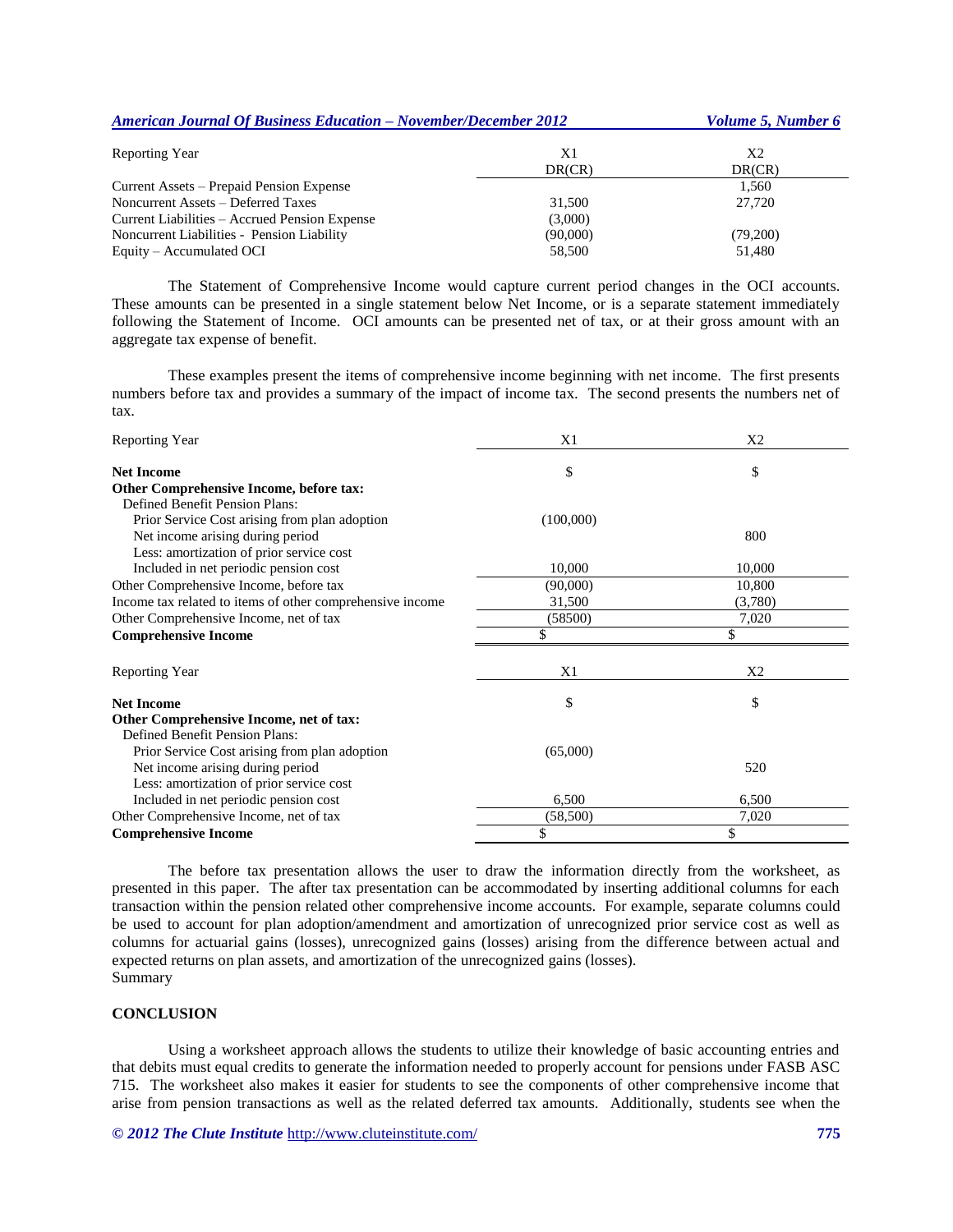| Reporting Year | X1 | X2 |
|---|---|---|
| | DR(CR) | DR(CR) |
| Current Assets – Prepaid Pension Expense | | 1,560 |
| Noncurrent Assets – Deferred Taxes | 31,500 | 27,720 |
| Current Liabilities – Accrued Pension Expense | (3,000) | |
| Noncurrent Liabilities - Pension Liability | (90,000) | (79,200) |
| Equity – Accumulated OCI | 58,500 | 51,480 |

The Statement of Comprehensive Income would capture current period changes in the OCI accounts. These amounts can be presented in a single statement below Net Income, or is a separate statement immediately following the Statement of Income. OCI amounts can be presented net of tax, or at their gross amount with an aggregate tax expense of benefit.

These examples present the items of comprehensive income beginning with net income. The first presents numbers before tax and provides a summary of the impact of income tax. The second presents the numbers net of tax.

| Reporting Year | X1 | X2 |
|---|---|---|
| **Net Income** | $ | $ |
| **Other Comprehensive Income, before tax:** | | |
| Defined Benefit Pension Plans: | | |
| Prior Service Cost arising from plan adoption | (100,000) | |
| Net income arising during period | | 800 |
| Less: amortization of prior service cost | | |
| Included in net periodic pension cost | 10,000 | 10,000 |
| Other Comprehensive Income, before tax | (90,000) | 10,800 |
| Income tax related to items of other comprehensive income | 31,500 | (3,780) |
| Other Comprehensive Income, net of tax | (58500) | 7,020 |
| **Comprehensive Income** | $ | $ |

| Reporting Year | X1 | X2 |
|---|---|---|
| **Net Income** | $ | $ |
| **Other Comprehensive Income, net of tax:** | | |
| Defined Benefit Pension Plans: | | |
| Prior Service Cost arising from plan adoption | (65,000) | |
| Net income arising during period | | 520 |
| Less: amortization of prior service cost | | |
| Included in net periodic pension cost | 6,500 | 6,500 |
| Other Comprehensive Income, net of tax | (58,500) | 7,020 |
| **Comprehensive Income** | $ | $ |

The before tax presentation allows the user to draw the information directly from the worksheet, as presented in this paper. The after tax presentation can be accommodated by inserting additional columns for each transaction within the pension related other comprehensive income accounts. For example, separate columns could be used to account for plan adoption/amendment and amortization of unrecognized prior service cost as well as columns for actuarial gains (losses), unrecognized gains (losses) arising from the difference between actual and expected returns on plan assets, and amortization of the unrecognized gains (losses).

Summary

## CONCLUSION

Using a worksheet approach allows the students to utilize their knowledge of basic accounting entries and that debits must equal credits to generate the information needed to properly account for pensions under FASB ASC 715. The worksheet also makes it easier for students to see the components of other comprehensive income that arise from pension transactions as well as the related deferred tax amounts. Additionally, students see when the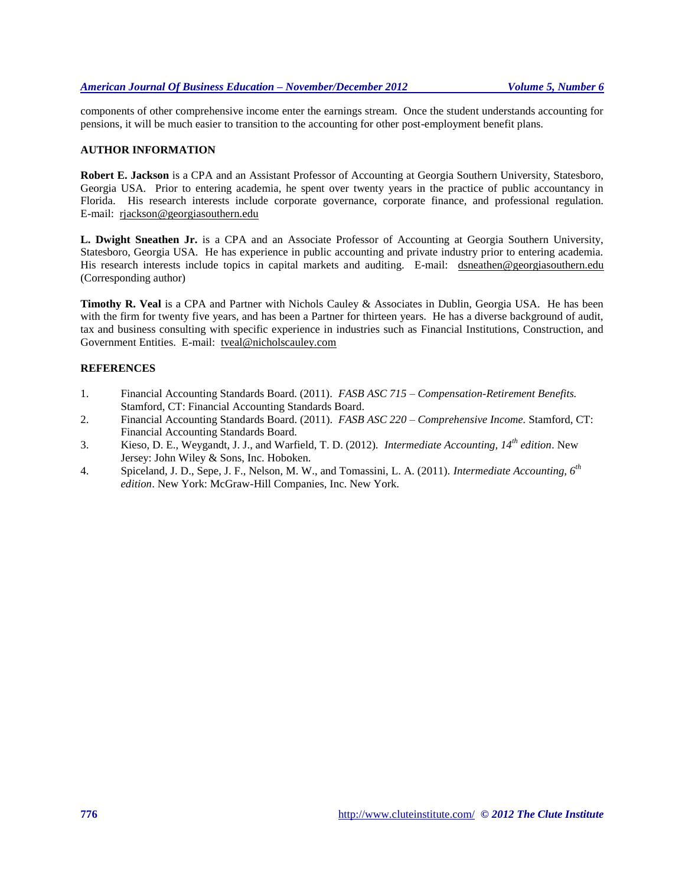components of other comprehensive income enter the earnings stream. Once the student understands accounting for pensions, it will be much easier to transition to the accounting for other post-employment benefit plans.

## AUTHOR INFORMATION

**Robert E. Jackson** is a CPA and an Assistant Professor of Accounting at Georgia Southern University, Statesboro, Georgia USA. Prior to entering academia, he spent over twenty years in the practice of public accountancy in Florida. His research interests include corporate governance, corporate finance, and professional regulation. E-mail: rjackson@georgiasouthern.edu

**L. Dwight Sneathen Jr.** is a CPA and an Associate Professor of Accounting at Georgia Southern University, Statesboro, Georgia USA. He has experience in public accounting and private industry prior to entering academia. His research interests include topics in capital markets and auditing. E-mail: dsneathen@georgiasouthern.edu (Corresponding author)

**Timothy R. Veal** is a CPA and Partner with Nichols Cauley & Associates in Dublin, Georgia USA. He has been with the firm for twenty five years, and has been a Partner for thirteen years. He has a diverse background of audit, tax and business consulting with specific experience in industries such as Financial Institutions, Construction, and Government Entities. E-mail: tveal@nicholscauley.com

## REFERENCES

1. Financial Accounting Standards Board. (2011). *FASB ASC 715 – Compensation-Retirement Benefits.* Stamford, CT: Financial Accounting Standards Board.
2. Financial Accounting Standards Board. (2011). *FASB ASC 220 – Comprehensive Income.* Stamford, CT: Financial Accounting Standards Board.
3. Kieso, D. E., Weygandt, J. J., and Warfield, T. D. (2012). *Intermediate Accounting, 14th edition*. New Jersey: John Wiley & Sons, Inc. Hoboken.
4. Spiceland, J. D., Sepe, J. F., Nelson, M. W., and Tomassini, L. A. (2011). *Intermediate Accounting, 6th edition*. New York: McGraw-Hill Companies, Inc. New York.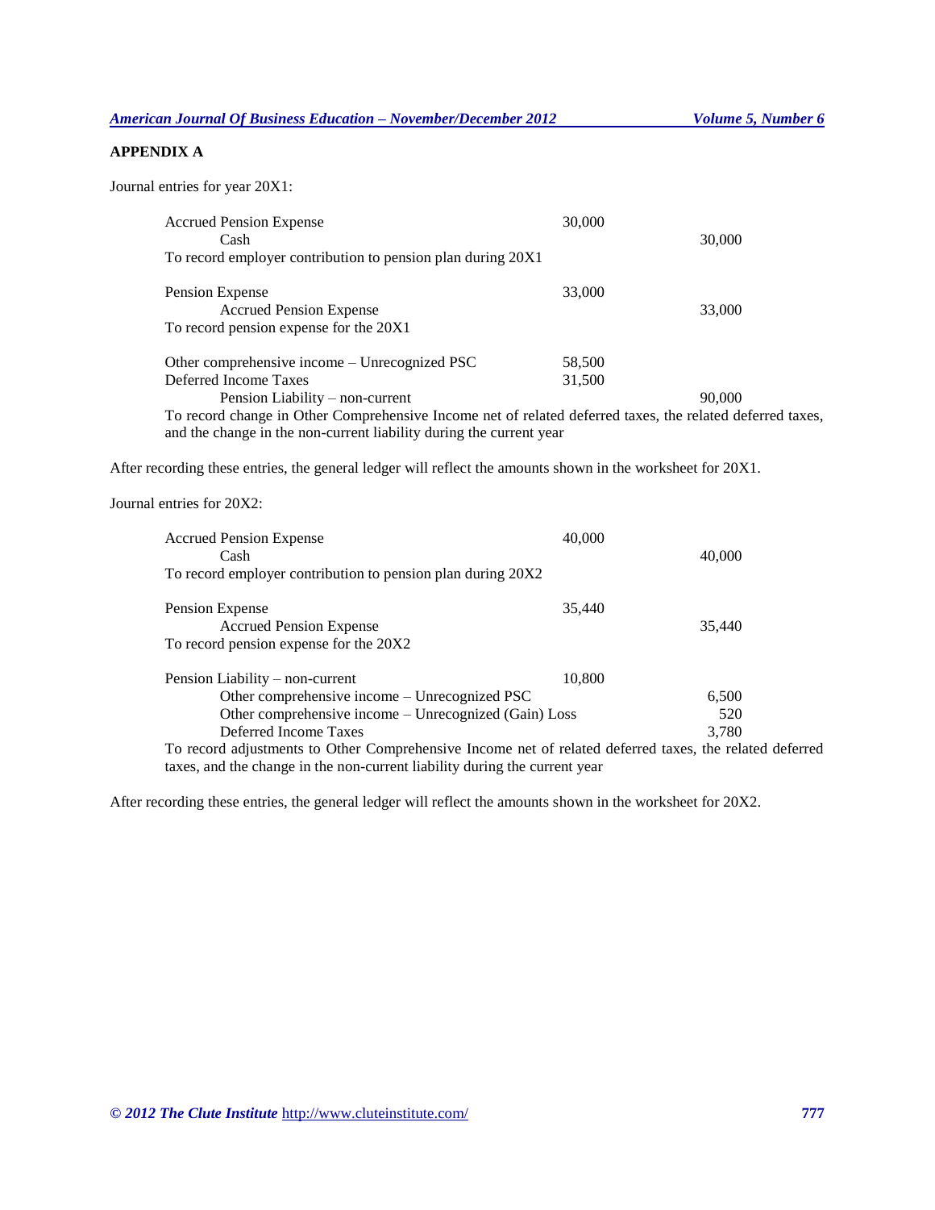**APPENDIX A**

Journal entries for year 20X1:

| Account | Debit | Credit |
|---|---|---|
| Accrued Pension Expense | 30,000 | |
| Cash | | 30,000 |
| To record employer contribution to pension plan during 20X1 | | |

| Account | Debit | Credit |
|---|---|---|
| Pension Expense | 33,000 | |
| Accrued Pension Expense | | 33,000 |
| To record pension expense for the 20X1 | | |

| Account | Debit | Credit |
|---|---|---|
| Other comprehensive income – Unrecognized PSC | 58,500 | |
| Deferred Income Taxes | 31,500 | |
| Pension Liability – non-current | | 90,000 |

To record change in Other Comprehensive Income net of related deferred taxes, the related deferred taxes, and the change in the non-current liability during the current year

After recording these entries, the general ledger will reflect the amounts shown in the worksheet for 20X1.

Journal entries for 20X2:

| Account | Debit | Credit |
|---|---|---|
| Accrued Pension Expense | 40,000 | |
| Cash | | 40,000 |
| To record employer contribution to pension plan during 20X2 | | |

| Account | Debit | Credit |
|---|---|---|
| Pension Expense | 35,440 | |
| Accrued Pension Expense | | 35,440 |
| To record pension expense for the 20X2 | | |

| Account | Debit | Credit |
|---|---|---|
| Pension Liability – non-current | 10,800 | |
| Other comprehensive income – Unrecognized PSC | | 6,500 |
| Other comprehensive income – Unrecognized (Gain) Loss | | 520 |
| Deferred Income Taxes | | 3,780 |

To record adjustments to Other Comprehensive Income net of related deferred taxes, the related deferred taxes, and the change in the non-current liability during the current year

After recording these entries, the general ledger will reflect the amounts shown in the worksheet for 20X2.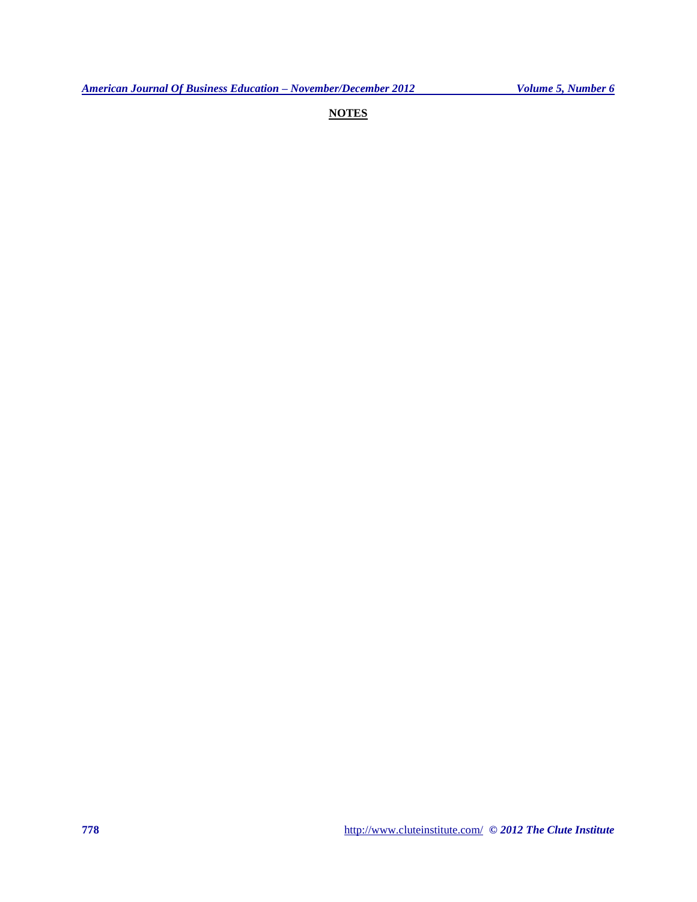**NOTES**